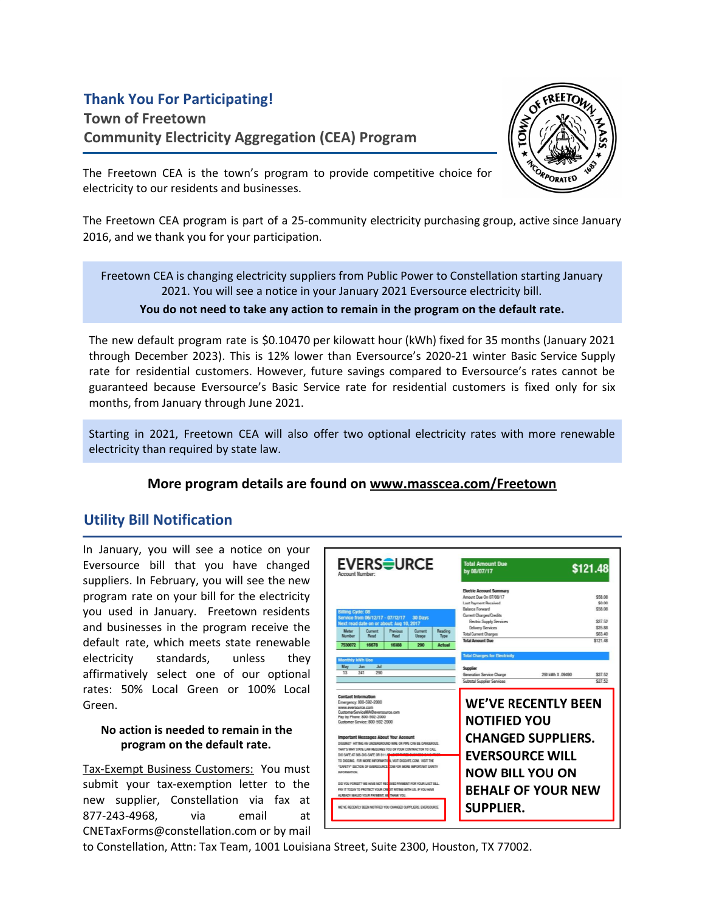## Thank You For Participating!

### Town of Freetown
### Community Electricity Aggregation (CEA) Program

The Freetown CEA is the town's program to provide competitive choice for electricity to our residents and businesses.

The Freetown CEA program is part of a 25-community electricity purchasing group, active since January 2016, and we thank you for your participation.

Freetown CEA is changing electricity suppliers from Public Power to Constellation starting January 2021. You will see a notice in your January 2021 Eversource electricity bill.

**You do not need to take any action to remain in the program on the default rate.**

The new default program rate is $0.10470 per kilowatt hour (kWh) fixed for 35 months (January 2021 through December 2023). This is 12% lower than Eversource's 2020-21 winter Basic Service Supply rate for residential customers. However, future savings compared to Eversource's rates cannot be guaranteed because Eversource's Basic Service rate for residential customers is fixed only for six months, from January through June 2021.

Starting in 2021, Freetown CEA will also offer two optional electricity rates with more renewable electricity than required by state law.

**More program details are found on www.masscea.com/Freetown**

## Utility Bill Notification

In January, you will see a notice on your Eversource bill that you have changed suppliers. In February, you will see the new program rate on your bill for the electricity you used in January. Freetown residents and businesses in the program receive the default rate, which meets state renewable electricity standards, unless they affirmatively select one of our optional rates: 50% Local Green or 100% Local Green.

**No action is needed to remain in the program on the default rate.**

Tax-Exempt Business Customers: You must submit your tax-exemption letter to the new supplier, Constellation via fax at 877-243-4968, via email at CNETaxForms@constellation.com or by mail to Constellation, Attn: Tax Team, 1001 Louisiana Street, Suite 2300, Houston, TX 77002.

WE'VE RECENTLY BEEN NOTIFIED YOU CHANGED SUPPLIERS. EVERSOURCE WILL NOW BILL YOU ON BEHALF OF YOUR NEW SUPPLIER.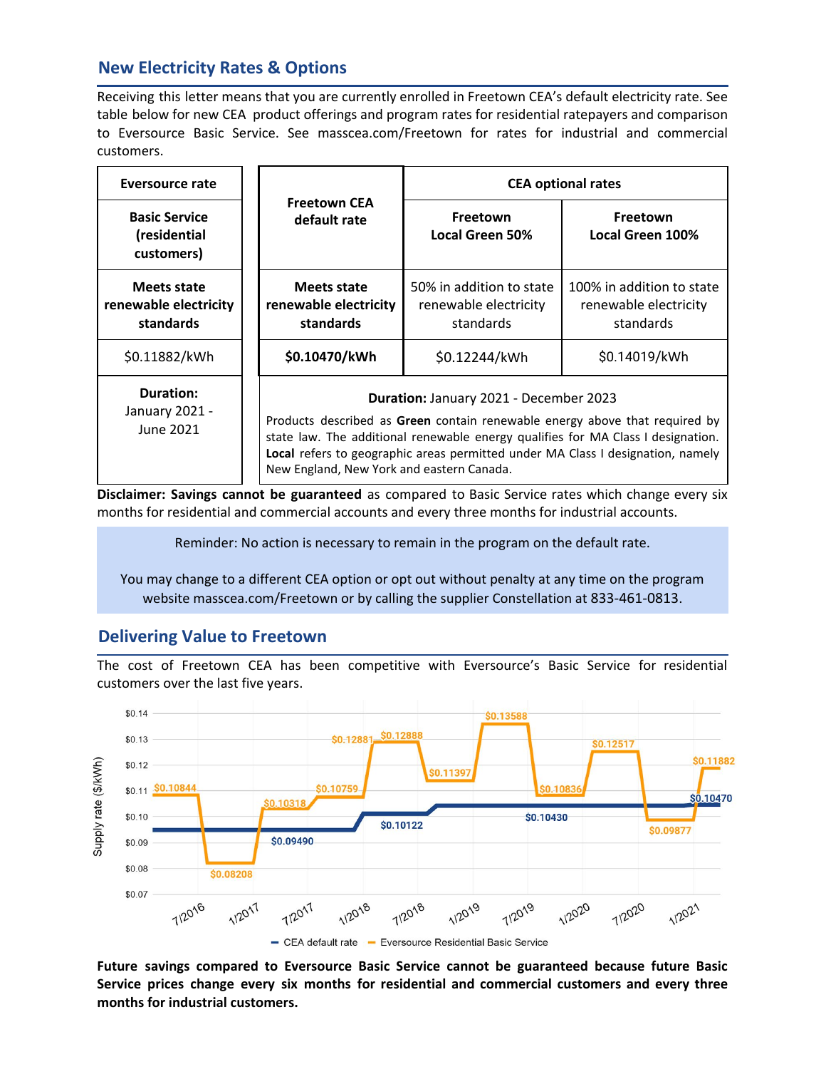## New Electricity Rates & Options

Receiving this letter means that you are currently enrolled in Freetown CEA's default electricity rate. See table below for new CEA product offerings and program rates for residential ratepayers and comparison to Eversource Basic Service. See masscea.com/Freetown for rates for industrial and commercial customers.

| Eversource rate | Freetown CEA default rate | CEA optional rates | |
|---|---|---|---|
| Basic Service (residential customers) | | Freetown Local Green 50% | Freetown Local Green 100% |
| **Meets state renewable electricity standards** | **Meets state renewable electricity standards** | 50% in addition to state renewable electricity standards | 100% in addition to state renewable electricity standards |
| $0.11882/kWh | **$0.10470/kWh** | $0.12244/kWh | $0.14019/kWh |
| **Duration:** January 2021 - June 2021 | **Duration:** January 2021 - December 2023<br>Products described as **Green** contain renewable energy above that required by state law. The additional renewable energy qualifies for MA Class I designation. **Local** refers to geographic areas permitted under MA Class I designation, namely New England, New York and eastern Canada. | | |

**Disclaimer: Savings cannot be guaranteed** as compared to Basic Service rates which change every six months for residential and commercial accounts and every three months for industrial accounts.

Reminder: No action is necessary to remain in the program on the default rate.

You may change to a different CEA option or opt out without penalty at any time on the program website masscea.com/Freetown or by calling the supplier Constellation at 833-461-0813.

## Delivering Value to Freetown

The cost of Freetown CEA has been competitive with Eversource's Basic Service for residential customers over the last five years.

Supply rate ($/kWh)

$0.14
$0.13
$0.12
$0.11
$0.10
$0.09
$0.08
$0.07

$0.10844
$0.08208
$0.10318
$0.10759
$0.12881
$0.12888
$0.11397
$0.13588
$0.10836
$0.12517
$0.09877
$0.11882
$0.09490
$0.10122
$0.10430
$0.10470

7/2016
1/2017
7/2017
1/2018
7/2018
1/2019
7/2019
1/2020
7/2020
1/2021

CEA default rate
Eversource Residential Basic Service

**Future savings compared to Eversource Basic Service cannot be guaranteed because future Basic Service prices change every six months for residential and commercial customers and every three months for industrial customers.**